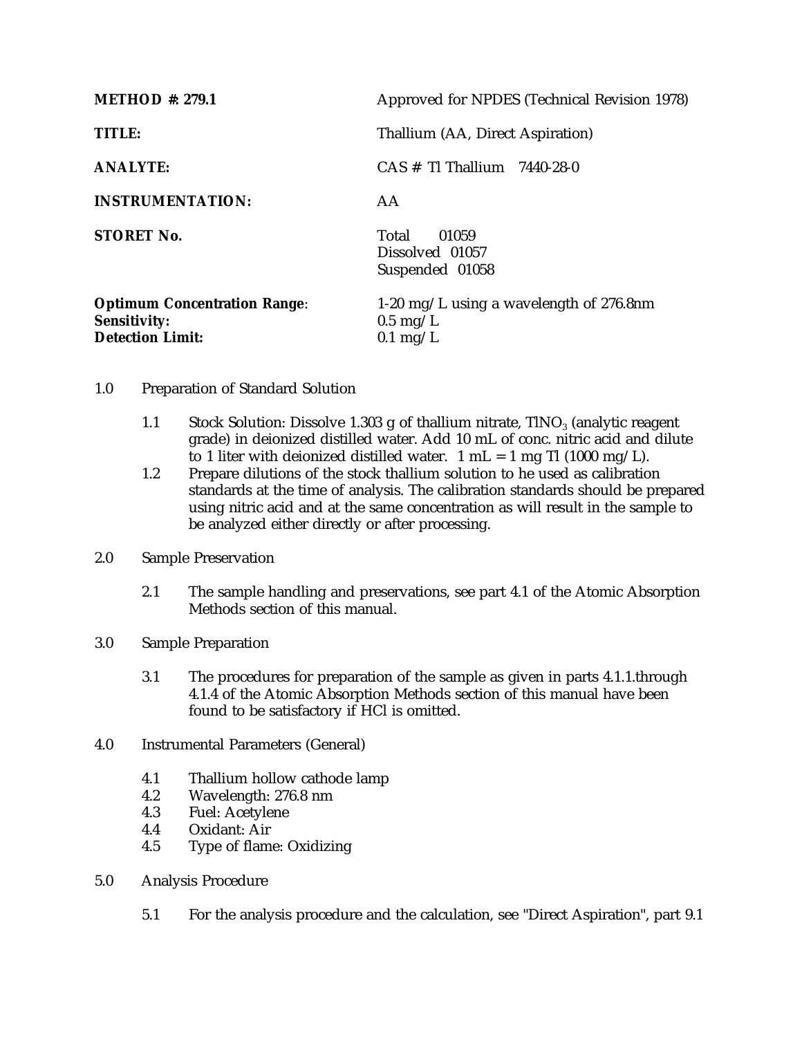**METHOD #: 279.1** Approved for NPDES (Technical Revision 1978)

**TITLE:** Thallium (AA, Direct Aspiration)

**ANALYTE:** CAS # Tl Thallium 7440-28-0

**INSTRUMENTATION:** AA

**STORET No.** Total 01059
Dissolved 01057
Suspended 01058

**Optimum Concentration Range**: 1-20 mg/L using a wavelength of 276.8nm
**Sensitivity:** 0.5 mg/L
**Detection Limit:** 0.1 mg/L

1.0 Preparation of Standard Solution

1.1 Stock Solution: Dissolve 1.303 g of thallium nitrate, $TlNO_3$ (analytic reagent grade) in deionized distilled water. Add 10 mL of conc. nitric acid and dilute to 1 liter with deionized distilled water. 1 mL = 1 mg Tl (1000 mg/L).

1.2 Prepare dilutions of the stock thallium solution to he used as calibration standards at the time of analysis. The calibration standards should be prepared using nitric acid and at the same concentration as will result in the sample to be analyzed either directly or after processing.

2.0 Sample Preservation

2.1 The sample handling and preservations, see part 4.1 of the Atomic Absorption Methods section of this manual.

3.0 Sample Preparation

3.1 The procedures for preparation of the sample as given in parts 4.1.1.through 4.1.4 of the Atomic Absorption Methods section of this manual have been found to be satisfactory if HCl is omitted.

4.0 Instrumental Parameters (General)

4.1 Thallium hollow cathode lamp
4.2 Wavelength: 276.8 nm
4.3 Fuel: Acetylene
4.4 Oxidant: Air
4.5 Type of flame: Oxidizing

5.0 Analysis Procedure

5.1 For the analysis procedure and the calculation, see "Direct Aspiration", part 9.1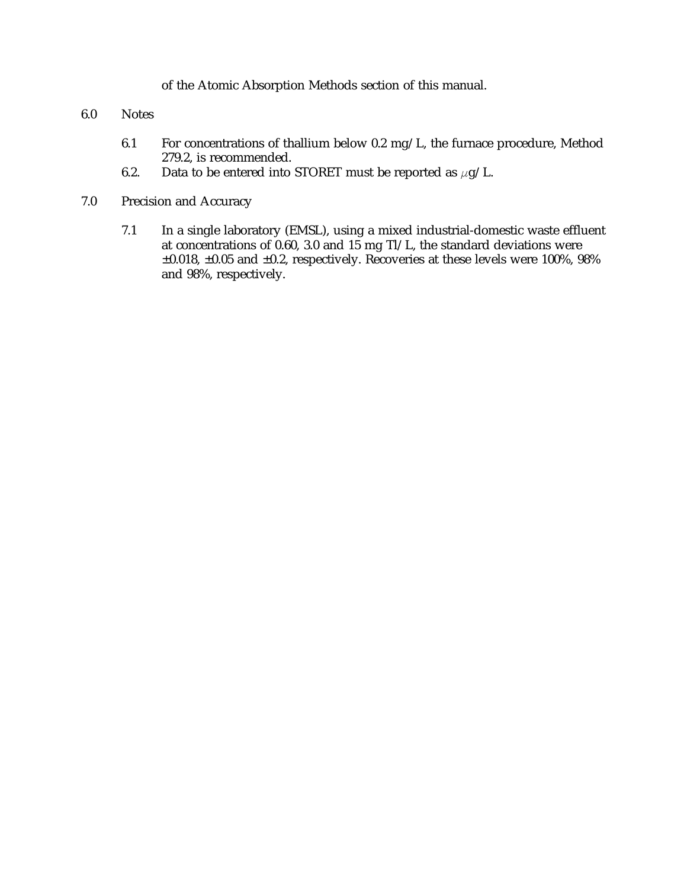of the Atomic Absorption Methods section of this manual.

## 6.0 Notes

6.1 For concentrations of thallium below 0.2 mg/L, the furnace procedure, Method 279.2, is recommended.

6.2. Data to be entered into STORET must be reported as $\mu$g/L.

## 7.0 Precision and Accuracy

7.1 In a single laboratory (EMSL), using a mixed industrial-domestic waste effluent at concentrations of 0.60, 3.0 and 15 mg Tl/L, the standard deviations were ±0.018, ±0.05 and ±0.2, respectively. Recoveries at these levels were 100%, 98% and 98%, respectively.